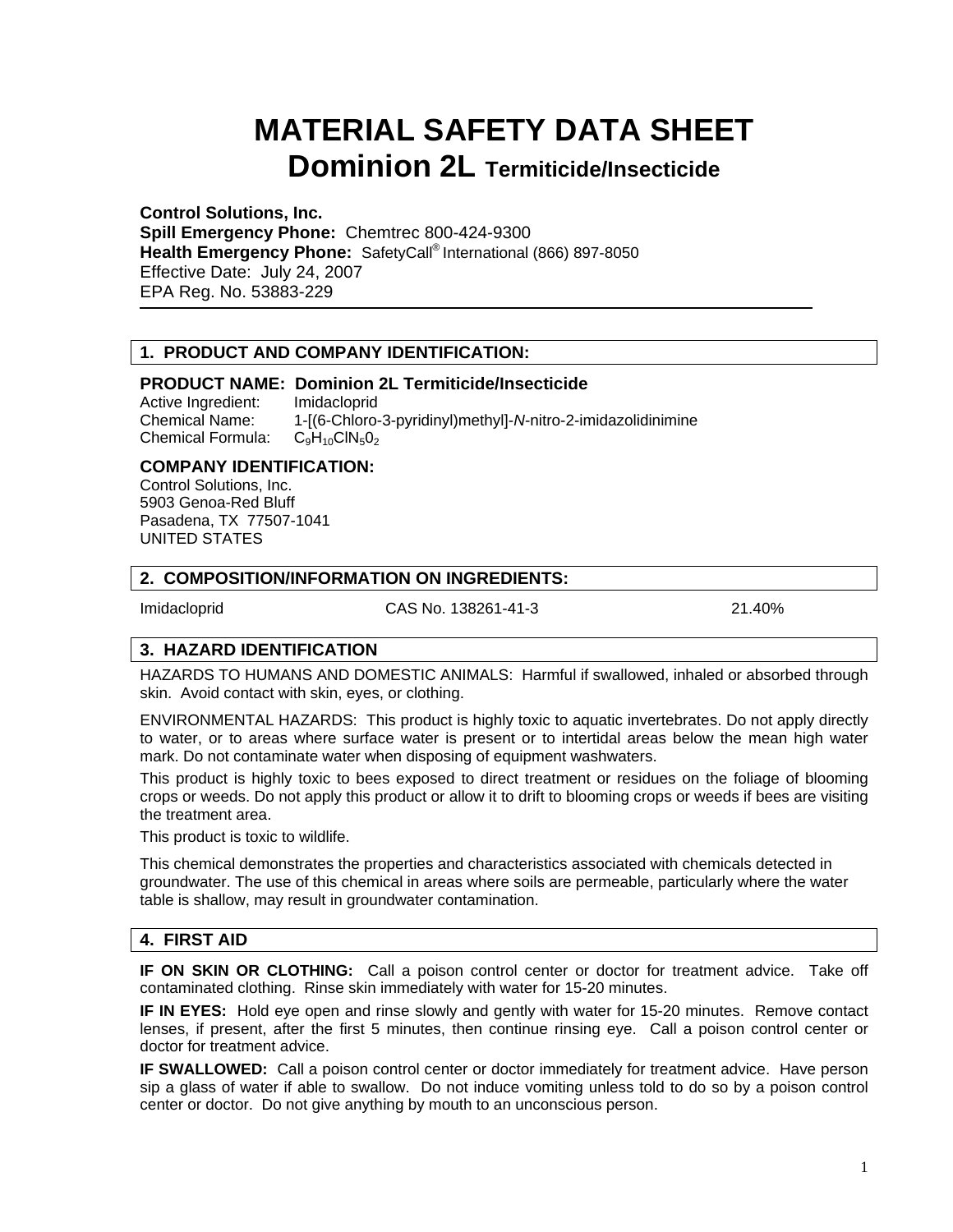# MATERIAL SAFETY DATA SHEET
# Dominion 2L Termiticide/Insecticide

**Control Solutions, Inc.**
**Spill Emergency Phone:** Chemtrec 800-424-9300
**Health Emergency Phone:** SafetyCall® International (866) 897-8050
Effective Date: July 24, 2007
EPA Reg. No. 53883-229

## 1. PRODUCT AND COMPANY IDENTIFICATION:

### PRODUCT NAME: Dominion 2L Termiticide/Insecticide

Active Ingredient: Imidacloprid
Chemical Name: 1-[(6-Chloro-3-pyridinyl)methyl]-*N*-nitro-2-imidazolidinimine
Chemical Formula: $C_9H_{10}ClN_5O_2$

### COMPANY IDENTIFICATION:

Control Solutions, Inc.
5903 Genoa-Red Bluff
Pasadena, TX 77507-1041
UNITED STATES

## 2. COMPOSITION/INFORMATION ON INGREDIENTS:

| Imidacloprid | CAS No. 138261-41-3 | 21.40% |
|---|---|---|

## 3. HAZARD IDENTIFICATION

HAZARDS TO HUMANS AND DOMESTIC ANIMALS: Harmful if swallowed, inhaled or absorbed through skin. Avoid contact with skin, eyes, or clothing.

ENVIRONMENTAL HAZARDS: This product is highly toxic to aquatic invertebrates. Do not apply directly to water, or to areas where surface water is present or to intertidal areas below the mean high water mark. Do not contaminate water when disposing of equipment washwaters.

This product is highly toxic to bees exposed to direct treatment or residues on the foliage of blooming crops or weeds. Do not apply this product or allow it to drift to blooming crops or weeds if bees are visiting the treatment area.

This product is toxic to wildlife.

This chemical demonstrates the properties and characteristics associated with chemicals detected in groundwater. The use of this chemical in areas where soils are permeable, particularly where the water table is shallow, may result in groundwater contamination.

## 4. FIRST AID

**IF ON SKIN OR CLOTHING:** Call a poison control center or doctor for treatment advice. Take off contaminated clothing. Rinse skin immediately with water for 15-20 minutes.

**IF IN EYES:** Hold eye open and rinse slowly and gently with water for 15-20 minutes. Remove contact lenses, if present, after the first 5 minutes, then continue rinsing eye. Call a poison control center or doctor for treatment advice.

**IF SWALLOWED:** Call a poison control center or doctor immediately for treatment advice. Have person sip a glass of water if able to swallow. Do not induce vomiting unless told to do so by a poison control center or doctor. Do not give anything by mouth to an unconscious person.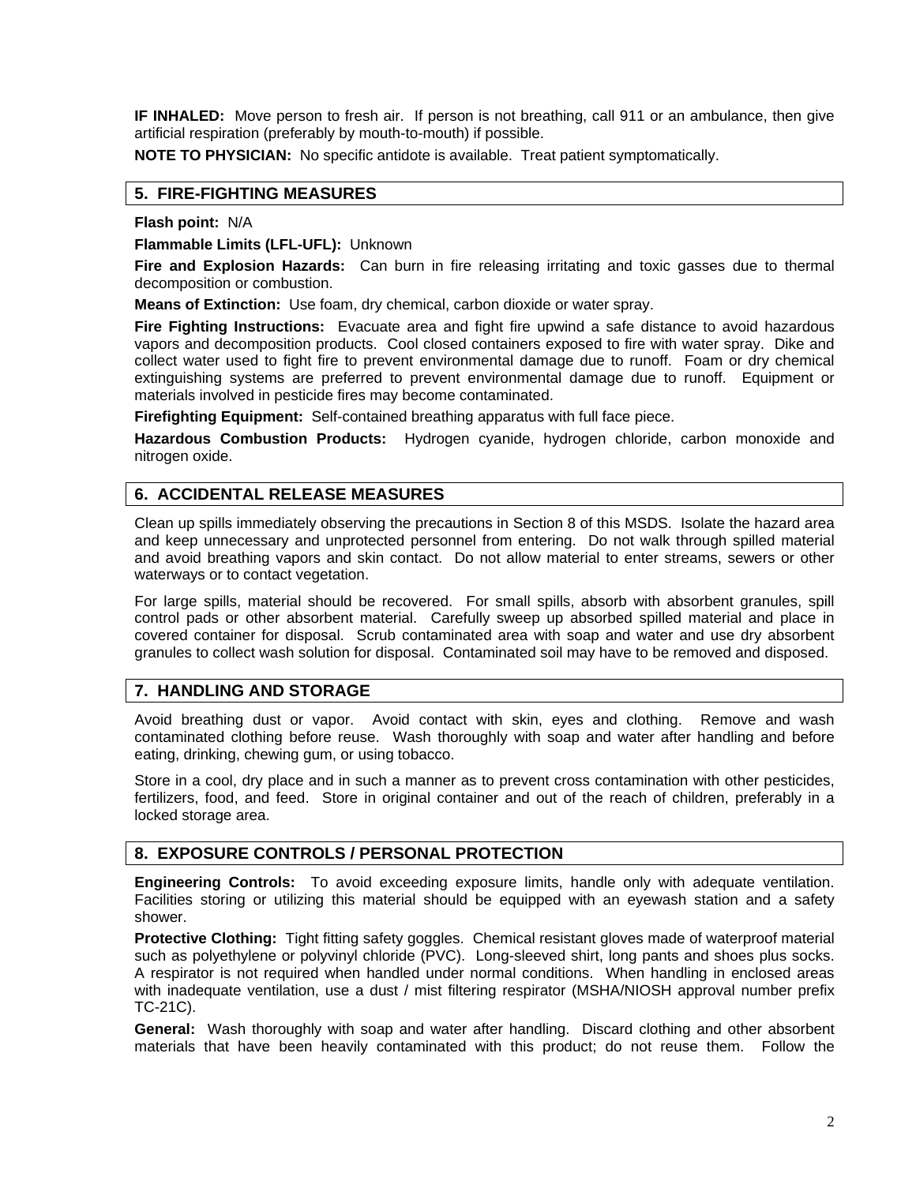**IF INHALED:** Move person to fresh air. If person is not breathing, call 911 or an ambulance, then give artificial respiration (preferably by mouth-to-mouth) if possible.

**NOTE TO PHYSICIAN:** No specific antidote is available. Treat patient symptomatically.

## 5. FIRE-FIGHTING MEASURES

**Flash point:** N/A

**Flammable Limits (LFL-UFL):** Unknown

**Fire and Explosion Hazards:** Can burn in fire releasing irritating and toxic gasses due to thermal decomposition or combustion.

**Means of Extinction:** Use foam, dry chemical, carbon dioxide or water spray.

**Fire Fighting Instructions:** Evacuate area and fight fire upwind a safe distance to avoid hazardous vapors and decomposition products. Cool closed containers exposed to fire with water spray. Dike and collect water used to fight fire to prevent environmental damage due to runoff. Foam or dry chemical extinguishing systems are preferred to prevent environmental damage due to runoff. Equipment or materials involved in pesticide fires may become contaminated.

**Firefighting Equipment:** Self-contained breathing apparatus with full face piece.

**Hazardous Combustion Products:** Hydrogen cyanide, hydrogen chloride, carbon monoxide and nitrogen oxide.

## 6. ACCIDENTAL RELEASE MEASURES

Clean up spills immediately observing the precautions in Section 8 of this MSDS. Isolate the hazard area and keep unnecessary and unprotected personnel from entering. Do not walk through spilled material and avoid breathing vapors and skin contact. Do not allow material to enter streams, sewers or other waterways or to contact vegetation.

For large spills, material should be recovered. For small spills, absorb with absorbent granules, spill control pads or other absorbent material. Carefully sweep up absorbed spilled material and place in covered container for disposal. Scrub contaminated area with soap and water and use dry absorbent granules to collect wash solution for disposal. Contaminated soil may have to be removed and disposed.

## 7. HANDLING AND STORAGE

Avoid breathing dust or vapor. Avoid contact with skin, eyes and clothing. Remove and wash contaminated clothing before reuse. Wash thoroughly with soap and water after handling and before eating, drinking, chewing gum, or using tobacco.

Store in a cool, dry place and in such a manner as to prevent cross contamination with other pesticides, fertilizers, food, and feed. Store in original container and out of the reach of children, preferably in a locked storage area.

## 8. EXPOSURE CONTROLS / PERSONAL PROTECTION

**Engineering Controls:** To avoid exceeding exposure limits, handle only with adequate ventilation. Facilities storing or utilizing this material should be equipped with an eyewash station and a safety shower.

**Protective Clothing:** Tight fitting safety goggles. Chemical resistant gloves made of waterproof material such as polyethylene or polyvinyl chloride (PVC). Long-sleeved shirt, long pants and shoes plus socks. A respirator is not required when handled under normal conditions. When handling in enclosed areas with inadequate ventilation, use a dust / mist filtering respirator (MSHA/NIOSH approval number prefix TC-21C).

**General:** Wash thoroughly with soap and water after handling. Discard clothing and other absorbent materials that have been heavily contaminated with this product; do not reuse them. Follow the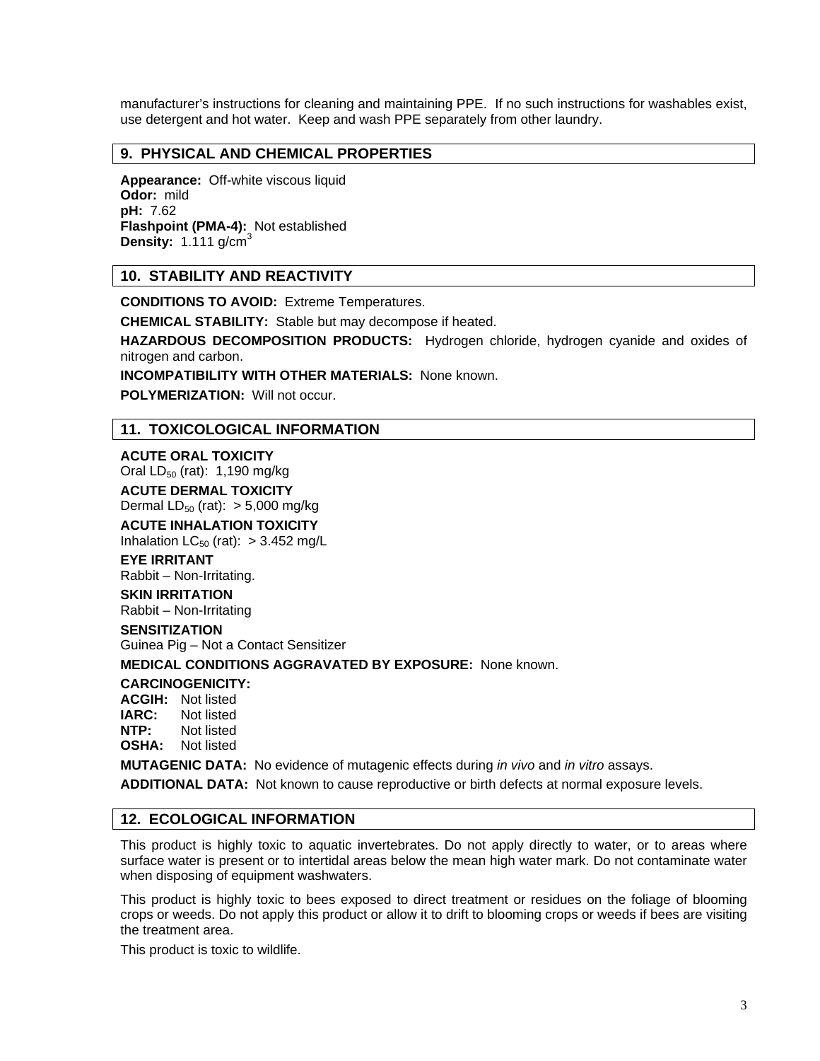manufacturer's instructions for cleaning and maintaining PPE. If no such instructions for washables exist, use detergent and hot water. Keep and wash PPE separately from other laundry.

## 9. PHYSICAL AND CHEMICAL PROPERTIES

**Appearance:** Off-white viscous liquid
**Odor:** mild
**pH:** 7.62
**Flashpoint (PMA-4):** Not established
**Density:** 1.111 g/cm$^3$

## 10. STABILITY AND REACTIVITY

**CONDITIONS TO AVOID:** Extreme Temperatures.

**CHEMICAL STABILITY:** Stable but may decompose if heated.

**HAZARDOUS DECOMPOSITION PRODUCTS:** Hydrogen chloride, hydrogen cyanide and oxides of nitrogen and carbon.

**INCOMPATIBILITY WITH OTHER MATERIALS:** None known.

**POLYMERIZATION:** Will not occur.

## 11. TOXICOLOGICAL INFORMATION

**ACUTE ORAL TOXICITY**
Oral $LD_{50}$ (rat): 1,190 mg/kg

**ACUTE DERMAL TOXICITY**
Dermal $LD_{50}$ (rat): > 5,000 mg/kg

**ACUTE INHALATION TOXICITY**
Inhalation $LC_{50}$ (rat): > 3.452 mg/L

**EYE IRRITANT**
Rabbit – Non-Irritating.

**SKIN IRRITATION**
Rabbit – Non-Irritating

**SENSITIZATION**
Guinea Pig – Not a Contact Sensitizer

**MEDICAL CONDITIONS AGGRAVATED BY EXPOSURE:** None known.

**CARCINOGENICITY:**
**ACGIH:** Not listed
**IARC:** Not listed
**NTP:** Not listed
**OSHA:** Not listed

**MUTAGENIC DATA:** No evidence of mutagenic effects during *in vivo* and *in vitro* assays.

**ADDITIONAL DATA:** Not known to cause reproductive or birth defects at normal exposure levels.

## 12. ECOLOGICAL INFORMATION

This product is highly toxic to aquatic invertebrates. Do not apply directly to water, or to areas where surface water is present or to intertidal areas below the mean high water mark. Do not contaminate water when disposing of equipment washwaters.

This product is highly toxic to bees exposed to direct treatment or residues on the foliage of blooming crops or weeds. Do not apply this product or allow it to drift to blooming crops or weeds if bees are visiting the treatment area.

This product is toxic to wildlife.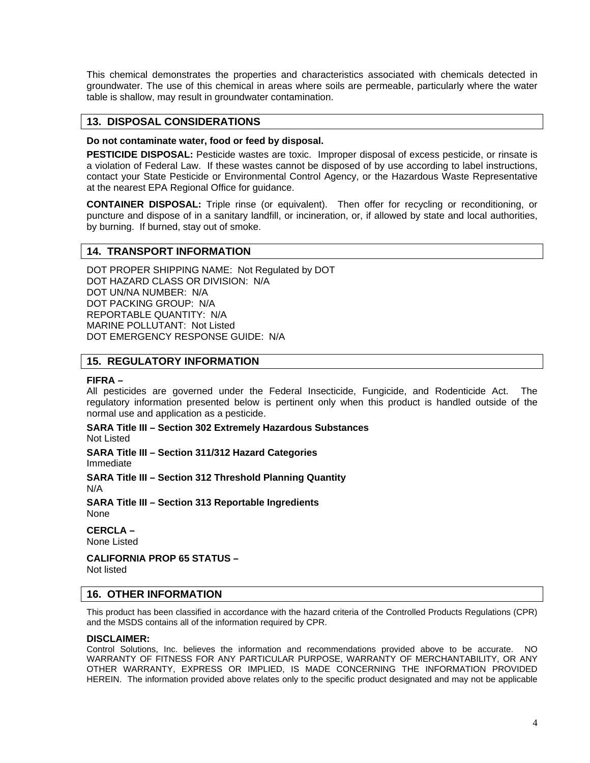This chemical demonstrates the properties and characteristics associated with chemicals detected in groundwater. The use of this chemical in areas where soils are permeable, particularly where the water table is shallow, may result in groundwater contamination.

## 13. DISPOSAL CONSIDERATIONS

**Do not contaminate water, food or feed by disposal.**

**PESTICIDE DISPOSAL:** Pesticide wastes are toxic. Improper disposal of excess pesticide, or rinsate is a violation of Federal Law. If these wastes cannot be disposed of by use according to label instructions, contact your State Pesticide or Environmental Control Agency, or the Hazardous Waste Representative at the nearest EPA Regional Office for guidance.

**CONTAINER DISPOSAL:** Triple rinse (or equivalent). Then offer for recycling or reconditioning, or puncture and dispose of in a sanitary landfill, or incineration, or, if allowed by state and local authorities, by burning. If burned, stay out of smoke.

## 14. TRANSPORT INFORMATION

DOT PROPER SHIPPING NAME: Not Regulated by DOT
DOT HAZARD CLASS OR DIVISION: N/A
DOT UN/NA NUMBER: N/A
DOT PACKING GROUP: N/A
REPORTABLE QUANTITY: N/A
MARINE POLLUTANT: Not Listed
DOT EMERGENCY RESPONSE GUIDE: N/A

## 15. REGULATORY INFORMATION

**FIFRA –**
All pesticides are governed under the Federal Insecticide, Fungicide, and Rodenticide Act. The regulatory information presented below is pertinent only when this product is handled outside of the normal use and application as a pesticide.

**SARA Title III – Section 302 Extremely Hazardous Substances**
Not Listed

**SARA Title III – Section 311/312 Hazard Categories**
Immediate

**SARA Title III – Section 312 Threshold Planning Quantity**
N/A

**SARA Title III – Section 313 Reportable Ingredients**
None

**CERCLA –**
None Listed

**CALIFORNIA PROP 65 STATUS –**
Not listed

## 16. OTHER INFORMATION

This product has been classified in accordance with the hazard criteria of the Controlled Products Regulations (CPR) and the MSDS contains all of the information required by CPR.

**DISCLAIMER:**
Control Solutions, Inc. believes the information and recommendations provided above to be accurate. NO WARRANTY OF FITNESS FOR ANY PARTICULAR PURPOSE, WARRANTY OF MERCHANTABILITY, OR ANY OTHER WARRANTY, EXPRESS OR IMPLIED, IS MADE CONCERNING THE INFORMATION PROVIDED HEREIN. The information provided above relates only to the specific product designated and may not be applicable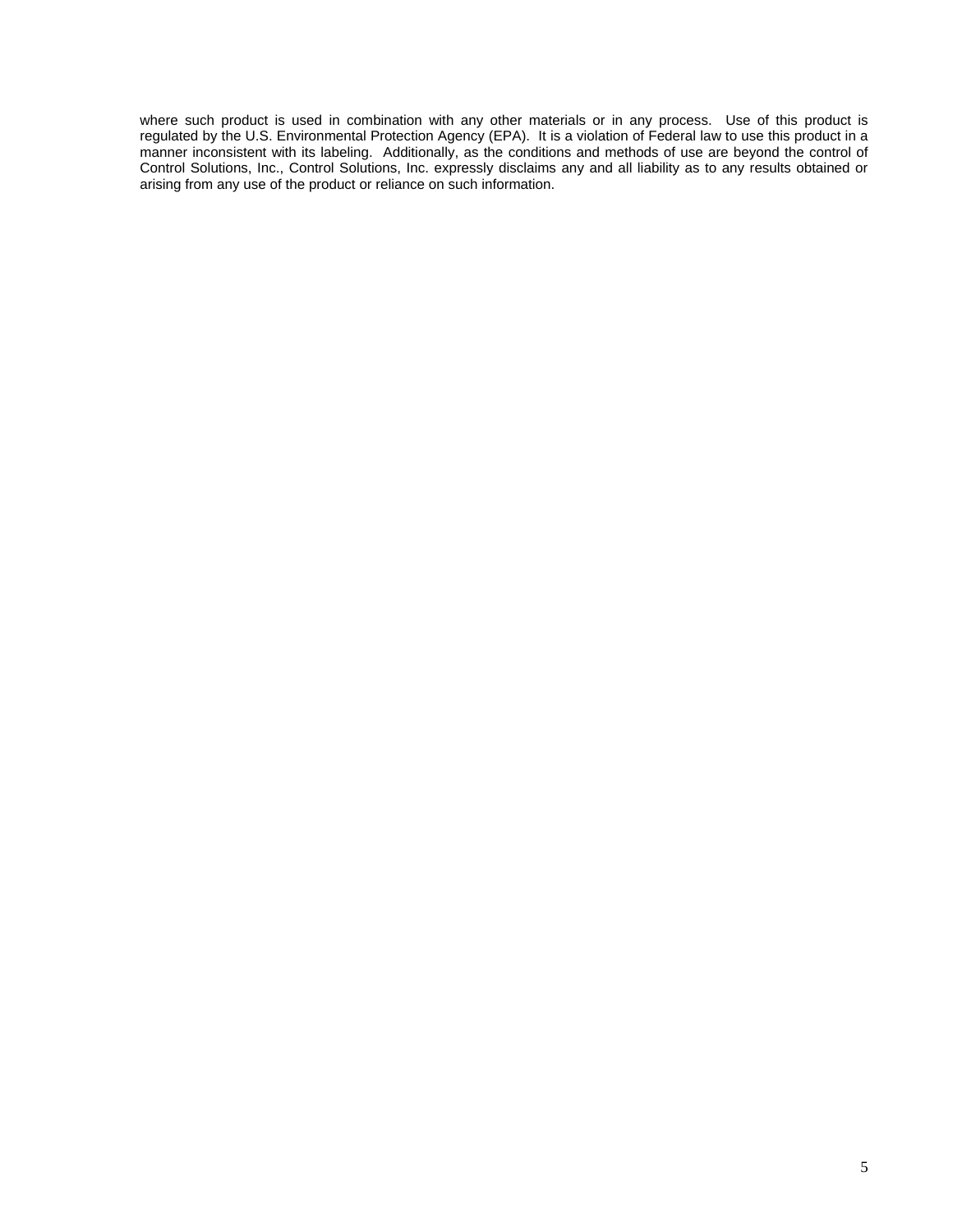where such product is used in combination with any other materials or in any process. Use of this product is regulated by the U.S. Environmental Protection Agency (EPA). It is a violation of Federal law to use this product in a manner inconsistent with its labeling. Additionally, as the conditions and methods of use are beyond the control of Control Solutions, Inc., Control Solutions, Inc. expressly disclaims any and all liability as to any results obtained or arising from any use of the product or reliance on such information.